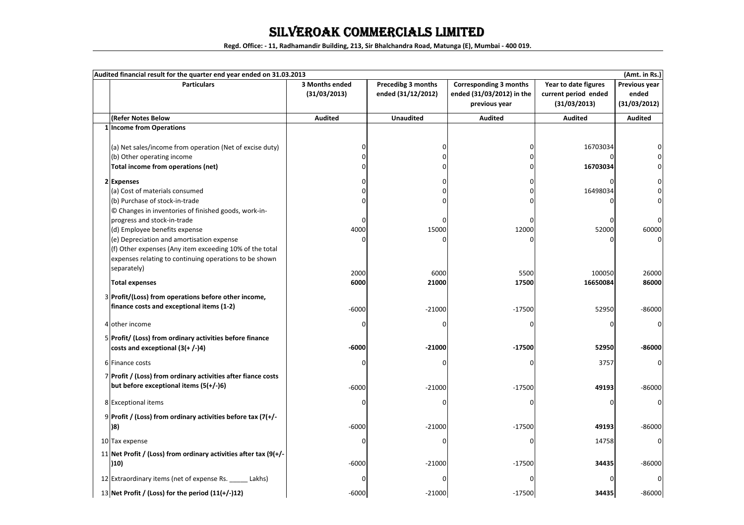# SILVEROAK COMMERCIALS LIMITED

**Regd. Office: - 11, Radhamandir Building, 213, Sir Bhalchandra Road, Matunga (E), Mumbai - 400 019.**

| Audited financial result for the quarter end year ended on 31.03.2013 | | | | | | (Amt. in Rs.) |
|---|---|---|---|---|---|---|
| | **Particulars** | **3 Months ended (31/03/2013)** | **Precedibg 3 months ended (31/12/2012)** | **Corresponding 3 months ended (31/03/2012) in the previous year** | **Year to date figures current period ended (31/03/2013)** | **Previous year ended (31/03/2012)** |
| | **(Refer Notes Below** | **Audited** | **Unaudited** | **Audited** | **Audited** | **Audited** |
| 1 | **Income from Operations** | | | | | |
| | (a) Net sales/income from operation (Net of excise duty) | 0 | 0 | 0 | 16703034 | 0 |
| | (b) Other operating income | 0 | 0 | 0 | 0 | 0 |
| | **Total income from operations (net)** | 0 | 0 | 0 | **16703034** | 0 |
| 2 | **Expenses** | 0 | 0 | 0 | 0 | 0 |
| | (a) Cost of materials consumed | 0 | 0 | 0 | 16498034 | 0 |
| | (b) Purchase of stock-in-trade | 0 | 0 | 0 | 0 | 0 |
| | © Changes in inventories of finished goods, work-in-progress and stock-in-trade | 0 | 0 | 0 | 0 | 0 |
| | (d) Employee benefits expense | 4000 | 15000 | 12000 | 52000 | 60000 |
| | (e) Depreciation and amortisation expense | 0 | 0 | 0 | 0 | 0 |
| | (f) Other expenses (Any item exceeding 10% of the total expenses relating to continuing operations to be shown separately) | 2000 | 6000 | 5500 | 100050 | 26000 |
| | **Total expenses** | **6000** | **21000** | **17500** | **16650084** | **86000** |
| 3 | **Profit/(Loss) from operations before other income, finance costs and exceptional items (1-2)** | -6000 | -21000 | -17500 | 52950 | -86000 |
| 4 | other income | 0 | 0 | 0 | 0 | 0 |
| 5 | **Profit/ (Loss) from ordinary activities before finance costs and exceptional (3(+ /-)4)** | **-6000** | **-21000** | **-17500** | **52950** | **-86000** |
| 6 | Finance costs | 0 | 0 | 0 | 3757 | 0 |
| 7 | **Profit / (Loss) from ordinary activities after fiance costs but before exceptional items (5(+/-)6)** | -6000 | -21000 | -17500 | **49193** | -86000 |
| 8 | Exceptional items | 0 | 0 | 0 | 0 | 0 |
| 9 | **Profit / (Loss) from ordinary activities before tax (7(+/-)8)** | -6000 | -21000 | -17500 | **49193** | -86000 |
| 10 | Tax expense | 0 | 0 | 0 | 14758 | 0 |
| 11 | **Net Profit / (Loss) from ordinary activities after tax (9(+/-)10)** | -6000 | -21000 | -17500 | **34435** | -86000 |
| 12 | Extraordinary items (net of expense Rs. _____ Lakhs) | 0 | 0 | 0 | 0 | 0 |
| 13 | **Net Profit / (Loss) for the period (11(+/-)12)** | -6000 | -21000 | -17500 | **34435** | -86000 |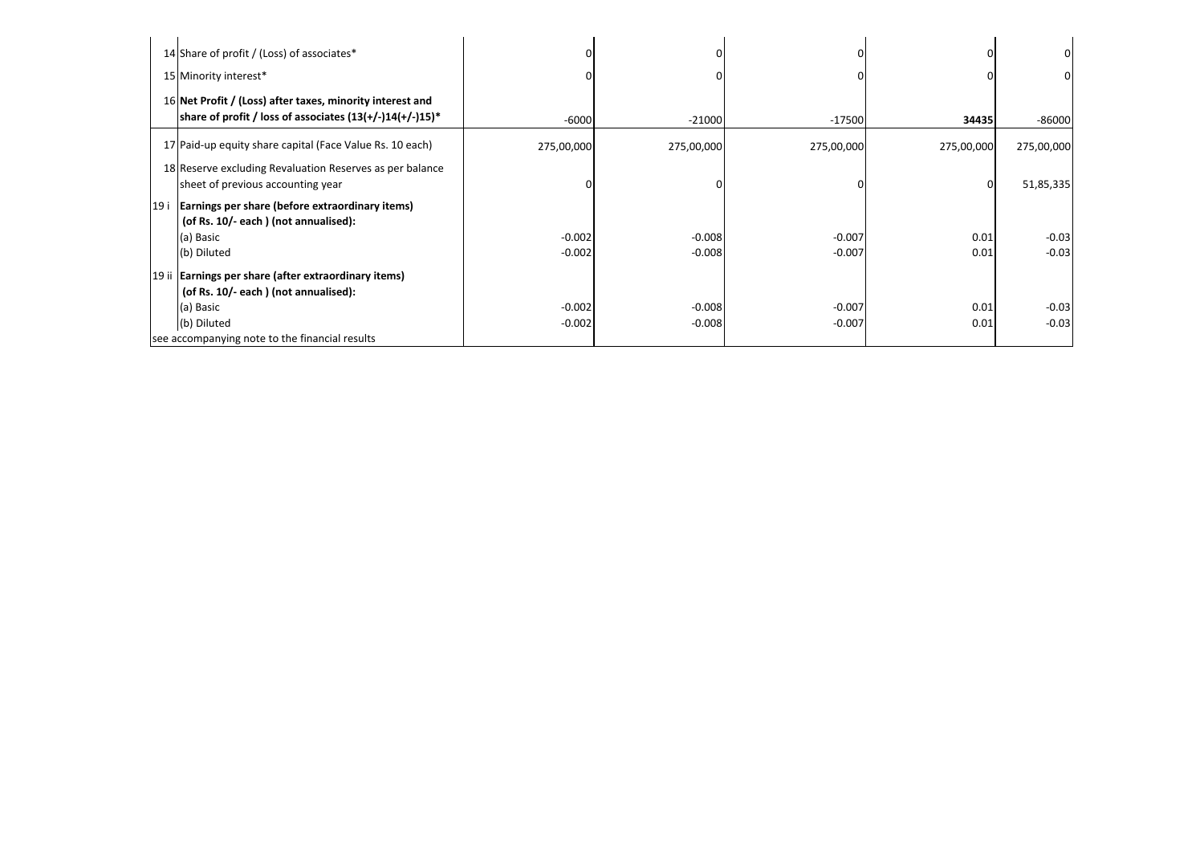| | | | | | | |
|---|---|---|---|---|---|---|
| 14 | Share of profit / (Loss) of associates* | 0 | 0 | 0 | 0 | 0 |
| 15 | Minority interest* | 0 | 0 | 0 | 0 | 0 |
| 16 | **Net Profit / (Loss) after taxes, minority interest and share of profit / loss of associates (13(+/-)14(+/-)15)*** | -6000 | -21000 | -17500 | **34435** | -86000 |
| 17 | Paid-up equity share capital (Face Value Rs. 10 each) | 275,00,000 | 275,00,000 | 275,00,000 | 275,00,000 | 275,00,000 |
| 18 | Reserve excluding Revaluation Reserves as per balance sheet of previous accounting year | 0 | 0 | 0 | 0 | 51,85,335 |
| 19 i | **Earnings per share (before extraordinary items) (of Rs. 10/- each ) (not annualised):** | | | | | |
| | (a) Basic | -0.002 | -0.008 | -0.007 | 0.01 | -0.03 |
| | (b) Diluted | -0.002 | -0.008 | -0.007 | 0.01 | -0.03 |
| 19 ii | **Earnings per share (after extraordinary items) (of Rs. 10/- each ) (not annualised):** | | | | | |
| | (a) Basic | -0.002 | -0.008 | -0.007 | 0.01 | -0.03 |
| | (b) Diluted | -0.002 | -0.008 | -0.007 | 0.01 | -0.03 |
| | see accompanying note to the financial results | | | | | |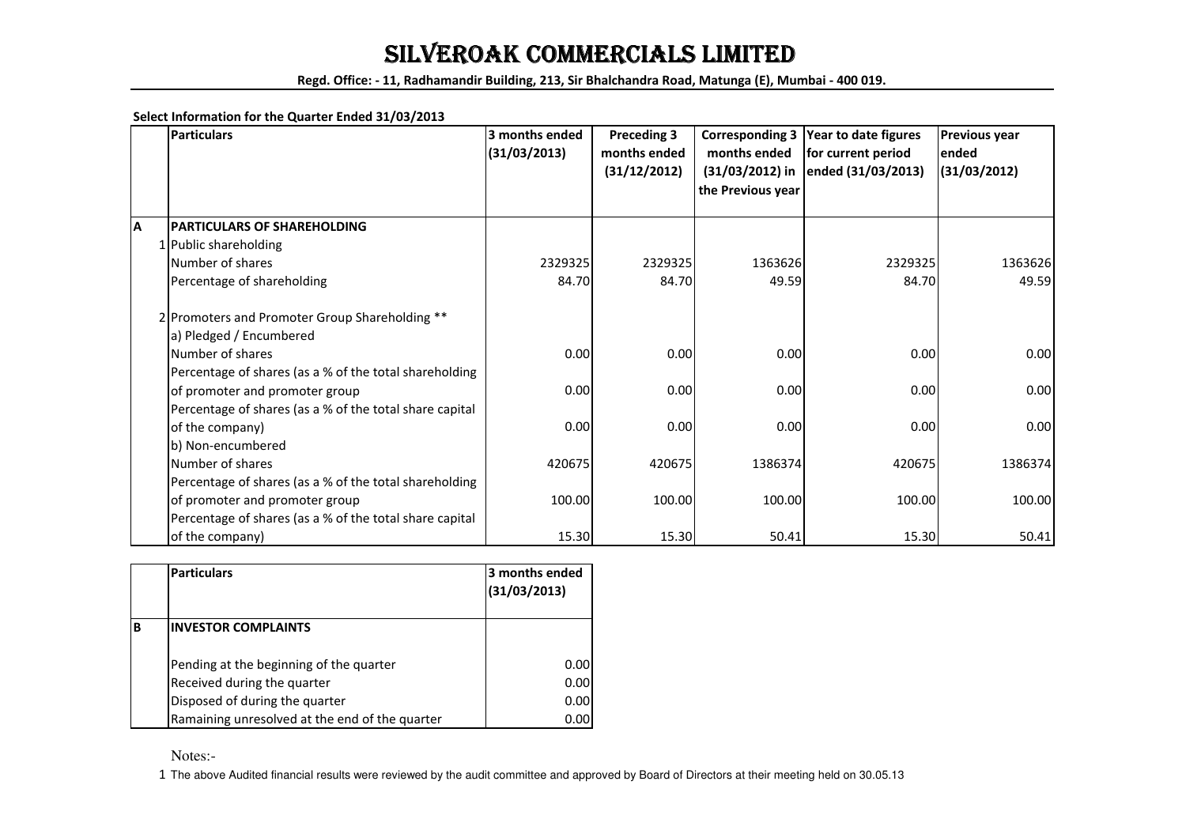# SILVEROAK COMMERCIALS LIMITED

**Regd. Office: - 11, Radhamandir Building, 213, Sir Bhalchandra Road, Matunga (E), Mumbai - 400 019.**

**Select Information for the Quarter Ended 31/03/2013**

| | Particulars | 3 months ended (31/03/2013) | Preceding 3 months ended (31/12/2012) | Corresponding 3 months ended (31/03/2012) in the Previous year | Year to date figures for current period ended (31/03/2013) | Previous year ended (31/03/2012) |
|---|---|---|---|---|---|---|
| **A** | **PARTICULARS OF SHAREHOLDING** | | | | | |
| 1 | Public shareholding | | | | | |
| | Number of shares | 2329325 | 2329325 | 1363626 | 2329325 | 1363626 |
| | Percentage of shareholding | 84.70 | 84.70 | 49.59 | 84.70 | 49.59 |
| 2 | Promoters and Promoter Group Shareholding ** | | | | | |
| | a) Pledged / Encumbered | | | | | |
| | Number of shares | 0.00 | 0.00 | 0.00 | 0.00 | 0.00 |
| | Percentage of shares (as a % of the total shareholding of promoter and promoter group | 0.00 | 0.00 | 0.00 | 0.00 | 0.00 |
| | Percentage of shares (as a % of the total share capital of the company) | 0.00 | 0.00 | 0.00 | 0.00 | 0.00 |
| | b) Non-encumbered | | | | | |
| | Number of shares | 420675 | 420675 | 1386374 | 420675 | 1386374 |
| | Percentage of shares (as a % of the total shareholding of promoter and promoter group | 100.00 | 100.00 | 100.00 | 100.00 | 100.00 |
| | Percentage of shares (as a % of the total share capital of the company) | 15.30 | 15.30 | 50.41 | 15.30 | 50.41 |

| | Particulars | 3 months ended (31/03/2013) |
|---|---|---|
| **B** | **INVESTOR COMPLAINTS** | |
| | Pending at the beginning of the quarter | 0.00 |
| | Received during the quarter | 0.00 |
| | Disposed of during the quarter | 0.00 |
| | Ramaining unresolved at the end of the quarter | 0.00 |

Notes:-

1 The above Audited financial results were reviewed by the audit committee and approved by Board of Directors at their meeting held on 30.05.13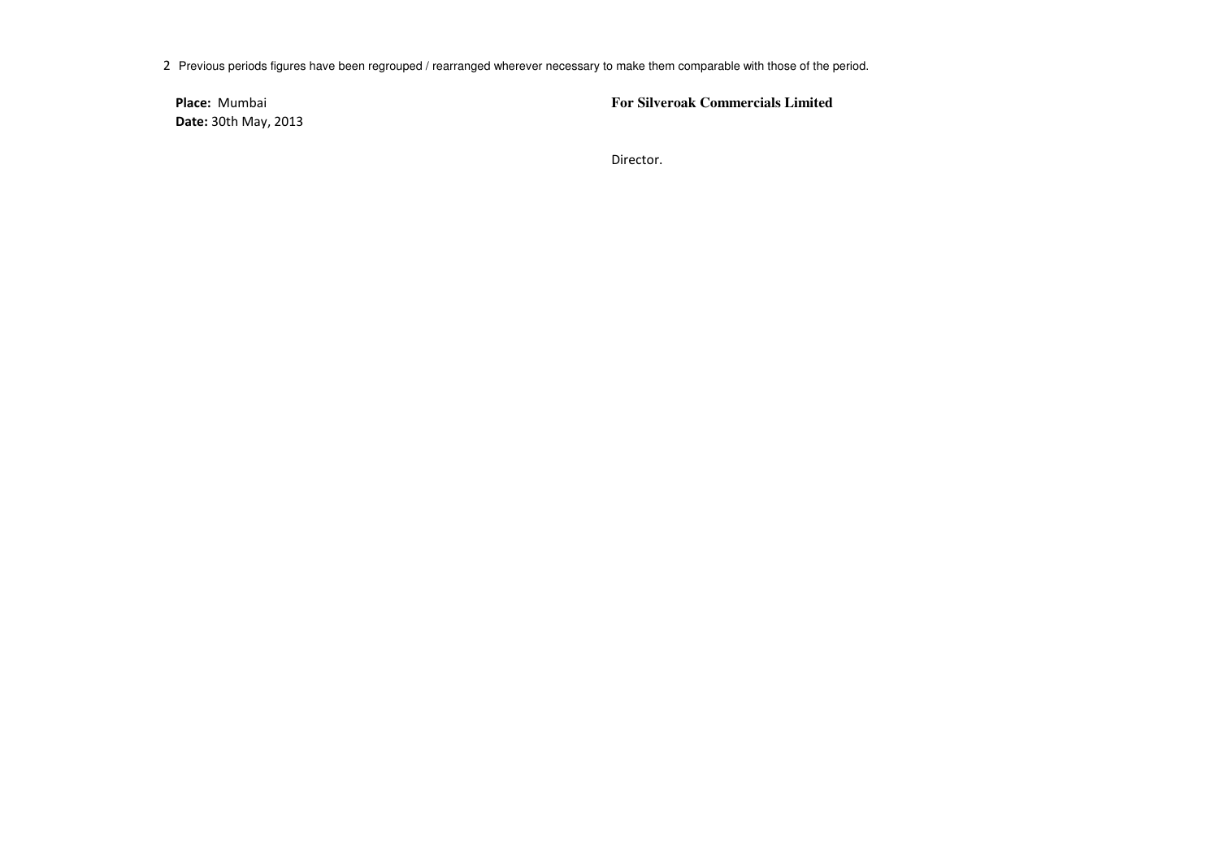2 Previous periods figures have been regrouped / rearranged wherever necessary to make them comparable with those of the period.

**Place:** Mumbai
**Date:** 30th May, 2013

**For Silveroak Commercials Limited**

Director.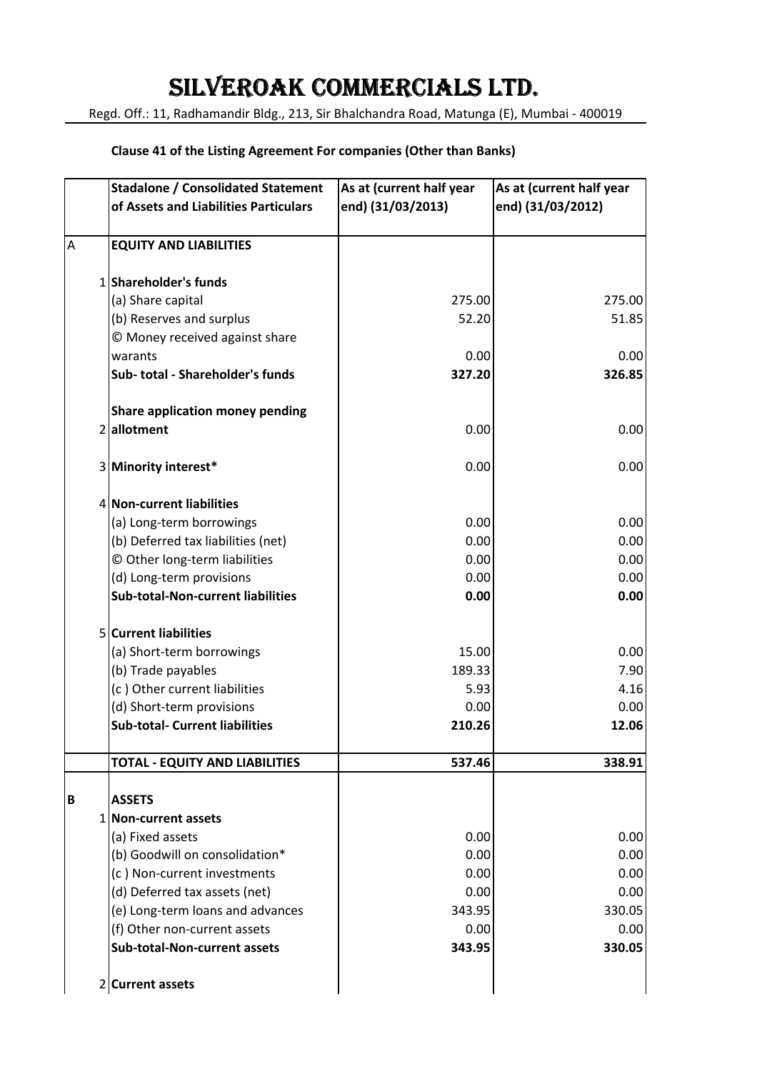# SILVEROAK COMMERCIALS LTD.

Regd. Off.: 11, Radhamandir Bldg., 213, Sir Bhalchandra Road, Matunga (E), Mumbai - 400019

**Clause 41 of the Listing Agreement For companies (Other than Banks)**

| | Stadalone / Consolidated Statement of Assets and Liabilities Particulars | As at (current half year end) (31/03/2013) | As at (current half year end) (31/03/2012) |
|---|---|---|---|
| A | **EQUITY AND LIABILITIES** | | |
| 1 | **Shareholder's funds** | | |
| | (a) Share capital | 275.00 | 275.00 |
| | (b) Reserves and surplus | 52.20 | 51.85 |
| | © Money received against share warants | 0.00 | 0.00 |
| | **Sub- total - Shareholder's funds** | **327.20** | **326.85** |
| 2 | **Share application money pending allotment** | 0.00 | 0.00 |
| 3 | **Minority interest*** | 0.00 | 0.00 |
| 4 | **Non-current liabilities** | | |
| | (a) Long-term borrowings | 0.00 | 0.00 |
| | (b) Deferred tax liabilities (net) | 0.00 | 0.00 |
| | © Other long-term liabilities | 0.00 | 0.00 |
| | (d) Long-term provisions | 0.00 | 0.00 |
| | **Sub-total-Non-current liabilities** | **0.00** | **0.00** |
| 5 | **Current liabilities** | | |
| | (a) Short-term borrowings | 15.00 | 0.00 |
| | (b) Trade payables | 189.33 | 7.90 |
| | (c ) Other current liabilities | 5.93 | 4.16 |
| | (d) Short-term provisions | 0.00 | 0.00 |
| | **Sub-total- Current liabilities** | **210.26** | **12.06** |
| | **TOTAL - EQUITY AND LIABILITIES** | **537.46** | **338.91** |
| **B** | **ASSETS** | | |
| 1 | **Non-current assets** | | |
| | (a) Fixed assets | 0.00 | 0.00 |
| | (b) Goodwill on consolidation* | 0.00 | 0.00 |
| | (c ) Non-current investments | 0.00 | 0.00 |
| | (d) Deferred tax assets (net) | 0.00 | 0.00 |
| | (e) Long-term loans and advances | 343.95 | 330.05 |
| | (f) Other non-current assets | 0.00 | 0.00 |
| | **Sub-total-Non-current assets** | **343.95** | **330.05** |
| 2 | **Current assets** | | |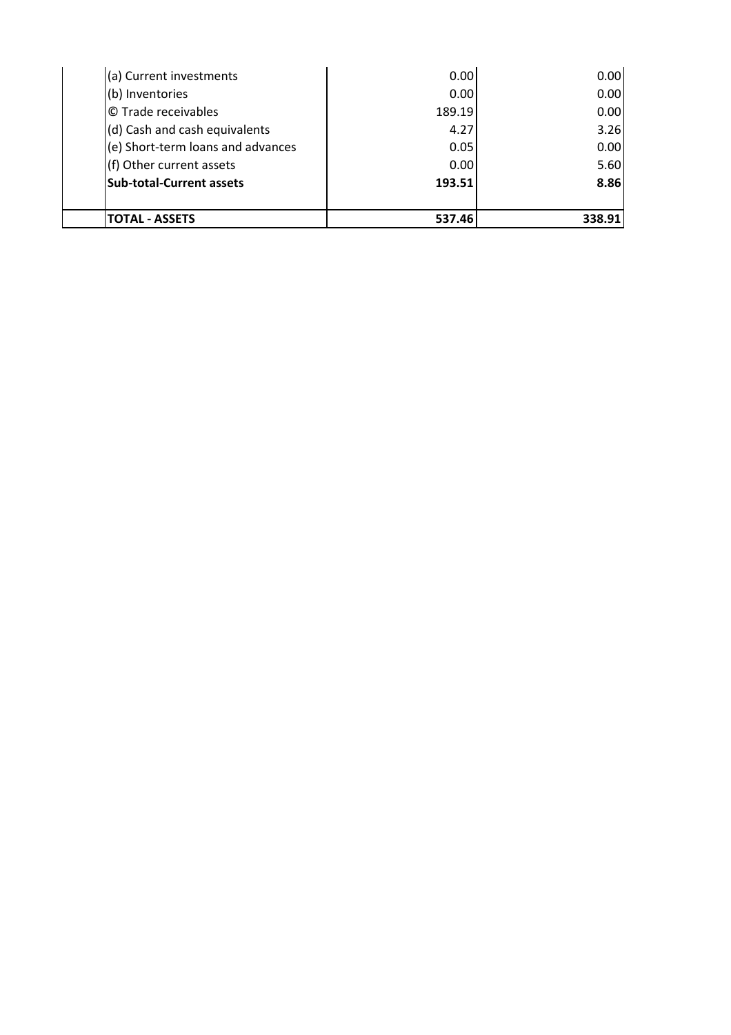| | | | |
|---|---|---|---|
| | (a) Current investments | 0.00 | 0.00 |
| | (b) Inventories | 0.00 | 0.00 |
| | © Trade receivables | 189.19 | 0.00 |
| | (d) Cash and cash equivalents | 4.27 | 3.26 |
| | (e) Short-term loans and advances | 0.05 | 0.00 |
| | (f) Other current assets | 0.00 | 5.60 |
| | **Sub-total-Current assets** | **193.51** | **8.86** |
| | | | |
| | **TOTAL - ASSETS** | **537.46** | **338.91** |